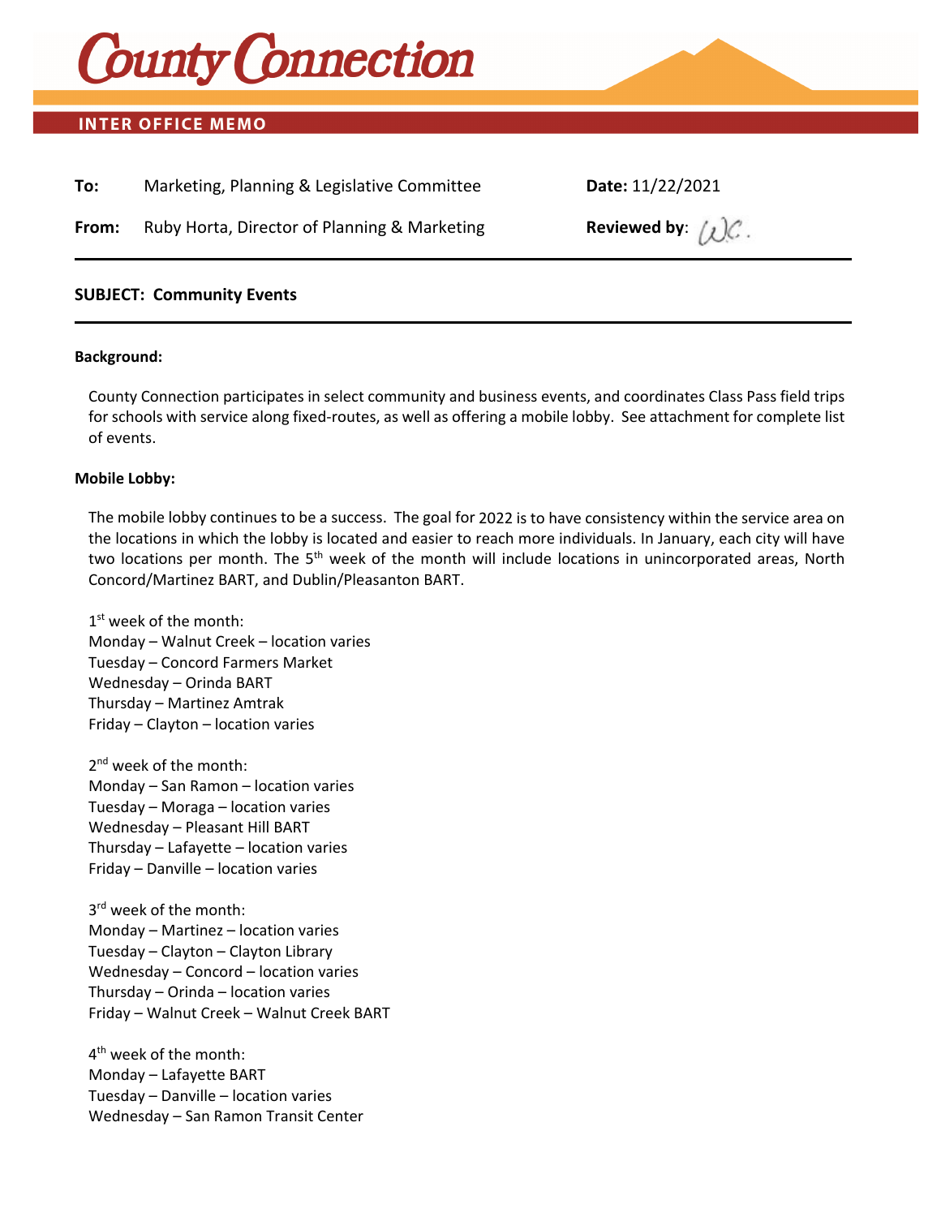# County Connection

**INTER OFFICE MEMO**

**To:** Marketing, Planning & Legislative Committee

**Date:** 11/22/2021

**From:** Ruby Horta, Director of Planning & Marketing

**Reviewed by**: W.C.

---

**SUBJECT: Community Events**

---

**Background:**

County Connection participates in select community and business events, and coordinates Class Pass field trips for schools with service along fixed-routes, as well as offering a mobile lobby. See attachment for complete list of events.

**Mobile Lobby:**

The mobile lobby continues to be a success. The goal for 2022 is to have consistency within the service area on the locations in which the lobby is located and easier to reach more individuals. In January, each city will have two locations per month. The 5th week of the month will include locations in unincorporated areas, North Concord/Martinez BART, and Dublin/Pleasanton BART.

1st week of the month:
Monday – Walnut Creek – location varies
Tuesday – Concord Farmers Market
Wednesday – Orinda BART
Thursday – Martinez Amtrak
Friday – Clayton – location varies

2nd week of the month:
Monday – San Ramon – location varies
Tuesday – Moraga – location varies
Wednesday – Pleasant Hill BART
Thursday – Lafayette – location varies
Friday – Danville – location varies

3rd week of the month:
Monday – Martinez – location varies
Tuesday – Clayton – Clayton Library
Wednesday – Concord – location varies
Thursday – Orinda – location varies
Friday – Walnut Creek – Walnut Creek BART

4th week of the month:
Monday – Lafayette BART
Tuesday – Danville – location varies
Wednesday – San Ramon Transit Center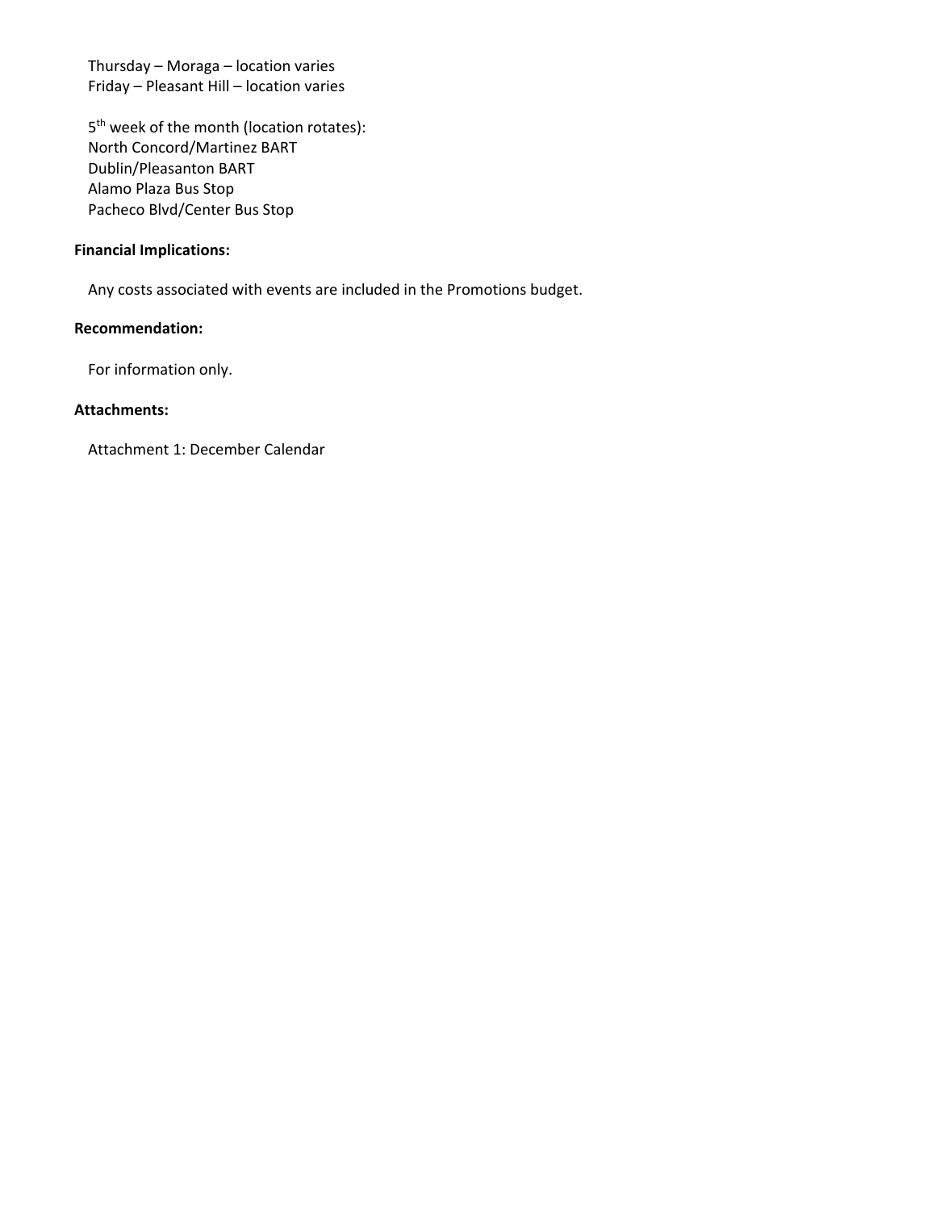Thursday – Moraga – location varies
Friday – Pleasant Hill – location varies

5th week of the month (location rotates):
North Concord/Martinez BART
Dublin/Pleasanton BART
Alamo Plaza Bus Stop
Pacheco Blvd/Center Bus Stop

**Financial Implications:**

Any costs associated with events are included in the Promotions budget.

**Recommendation:**

For information only.

**Attachments:**

Attachment 1: December Calendar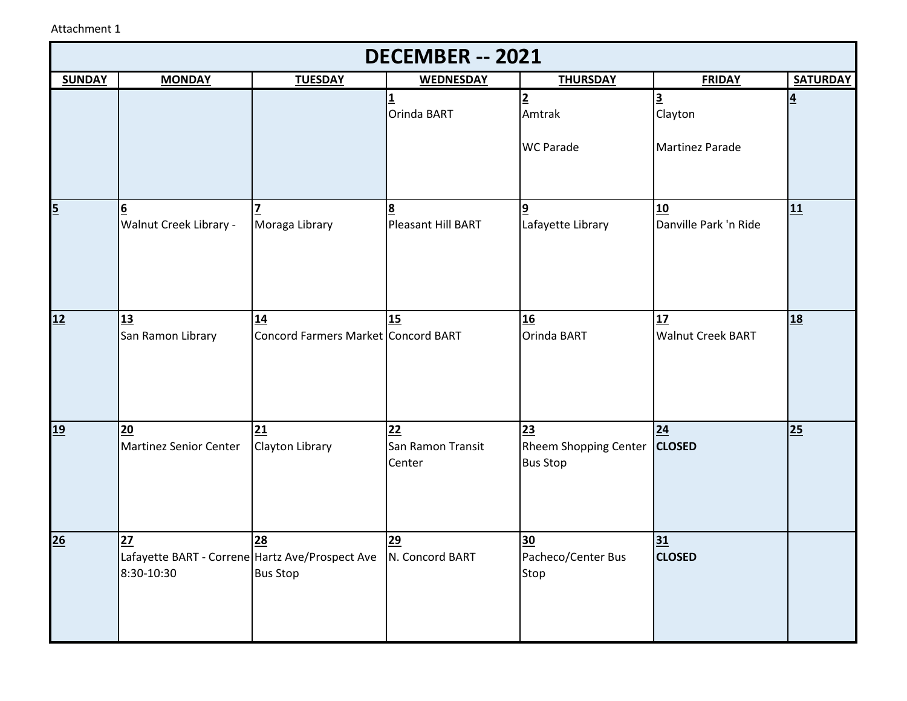Attachment 1

| DECEMBER -- 2021 | | | | | | |
|---|---|---|---|---|---|---|
| SUNDAY | MONDAY | TUESDAY | WEDNESDAY | THURSDAY | FRIDAY | SATURDAY |
| | | | 1<br>Orinda BART | 2<br>Amtrak<br><br>WC Parade | 3<br>Clayton<br><br>Martinez Parade | 4 |
| 5 | 6<br>Walnut Creek Library - | 7<br>Moraga Library | 8<br>Pleasant Hill BART | 9<br>Lafayette Library | 10<br>Danville Park 'n Ride | 11 |
| 12 | 13<br>San Ramon Library | 14<br>Concord Farmers Market | 15<br>Concord BART | 16<br>Orinda BART | 17<br>Walnut Creek BART | 18 |
| 19 | 20<br>Martinez Senior Center | 21<br>Clayton Library | 22<br>San Ramon Transit Center | 23<br>Rheem Shopping Center Bus Stop | 24<br>**CLOSED** | 25 |
| 26 | 27<br>Lafayette BART - Correne 8:30-10:30 | 28<br>Hartz Ave/Prospect Ave Bus Stop | 29<br>N. Concord BART | 30<br>Pacheco/Center Bus Stop | 31<br>**CLOSED** | |